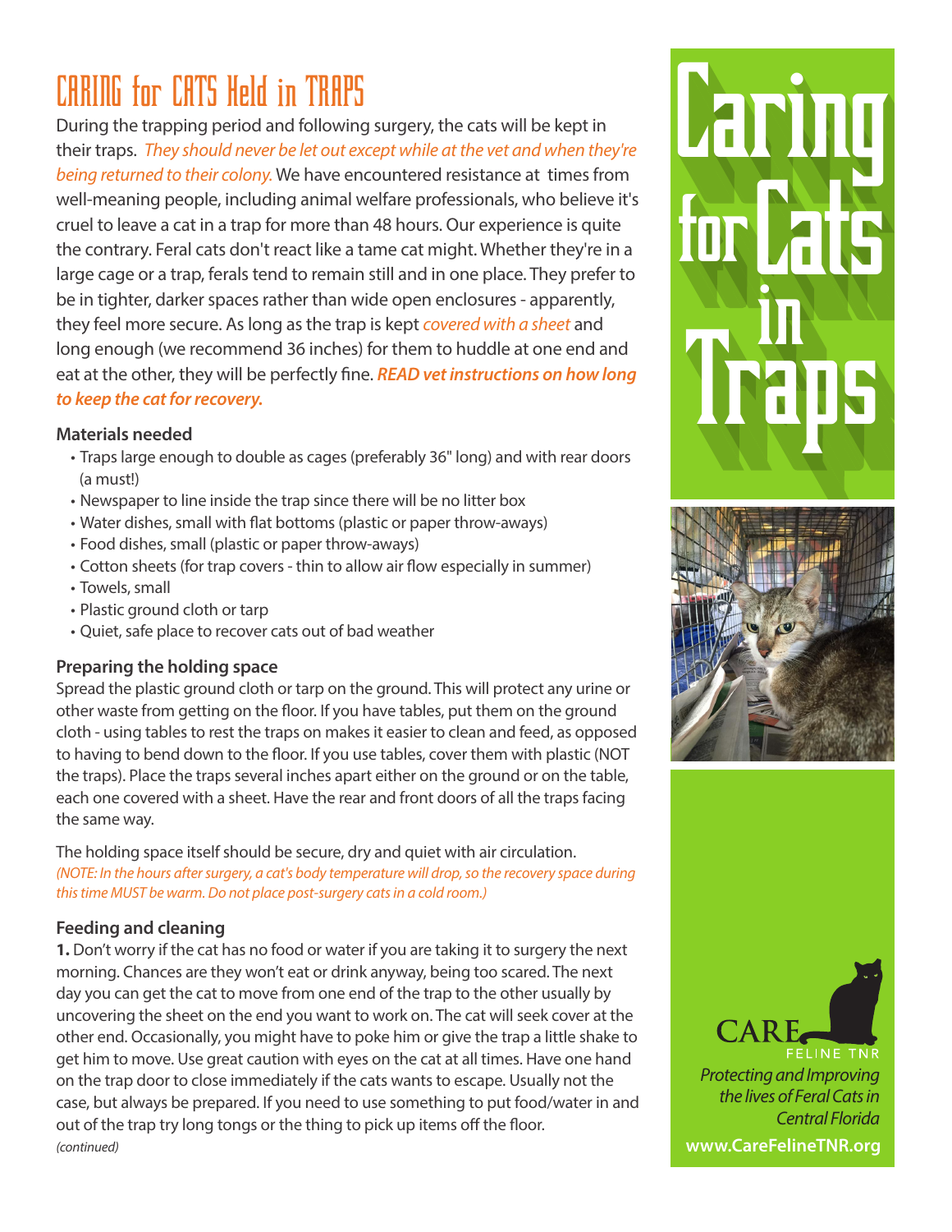# CARING for CATS Held in TRAPS

During the trapping period and following surgery, the cats will be kept in their traps. *They should never be let out except while at the vet and when they're being returned to their colony.* We have encountered resistance at times from well-meaning people, including animal welfare professionals, who believe it's cruel to leave a cat in a trap for more than 48 hours. Our experience is quite the contrary. Feral cats don't react like a tame cat might. Whether they're in a large cage or a trap, ferals tend to remain still and in one place. They prefer to be in tighter, darker spaces rather than wide open enclosures - apparently, they feel more secure. As long as the trap is kept *covered with a sheet* and long enough (we recommend 36 inches) for them to huddle at one end and eat at the other, they will be perfectly fine. ***READ vet instructions on how long to keep the cat for recovery.***

### Materials needed

- Traps large enough to double as cages (preferably 36" long) and with rear doors (a must!)
- Newspaper to line inside the trap since there will be no litter box
- Water dishes, small with flat bottoms (plastic or paper throw-aways)
- Food dishes, small (plastic or paper throw-aways)
- Cotton sheets (for trap covers - thin to allow air flow especially in summer)
- Towels, small
- Plastic ground cloth or tarp
- Quiet, safe place to recover cats out of bad weather

### Preparing the holding space

Spread the plastic ground cloth or tarp on the ground. This will protect any urine or other waste from getting on the floor. If you have tables, put them on the ground cloth - using tables to rest the traps on makes it easier to clean and feed, as opposed to having to bend down to the floor. If you use tables, cover them with plastic (NOT the traps). Place the traps several inches apart either on the ground or on the table, each one covered with a sheet. Have the rear and front doors of all the traps facing the same way.

The holding space itself should be secure, dry and quiet with air circulation. *(NOTE: In the hours after surgery, a cat's body temperature will drop, so the recovery space during this time MUST be warm. Do not place post-surgery cats in a cold room.)*

### Feeding and cleaning

**1.** Don't worry if the cat has no food or water if you are taking it to surgery the next morning. Chances are they won't eat or drink anyway, being too scared. The next day you can get the cat to move from one end of the trap to the other usually by uncovering the sheet on the end you want to work on. The cat will seek cover at the other end. Occasionally, you might have to poke him or give the trap a little shake to get him to move. Use great caution with eyes on the cat at all times. Have one hand on the trap door to close immediately if the cats wants to escape. Usually not the case, but always be prepared. If you need to use something to put food/water in and out of the trap try long tongs or the thing to pick up items off the floor.

*(continued)*

# Caring for Cats in Traps

CARE FELINE TNR

*Protecting and Improving the lives of Feral Cats in Central Florida*

**www.CareFelineTNR.org**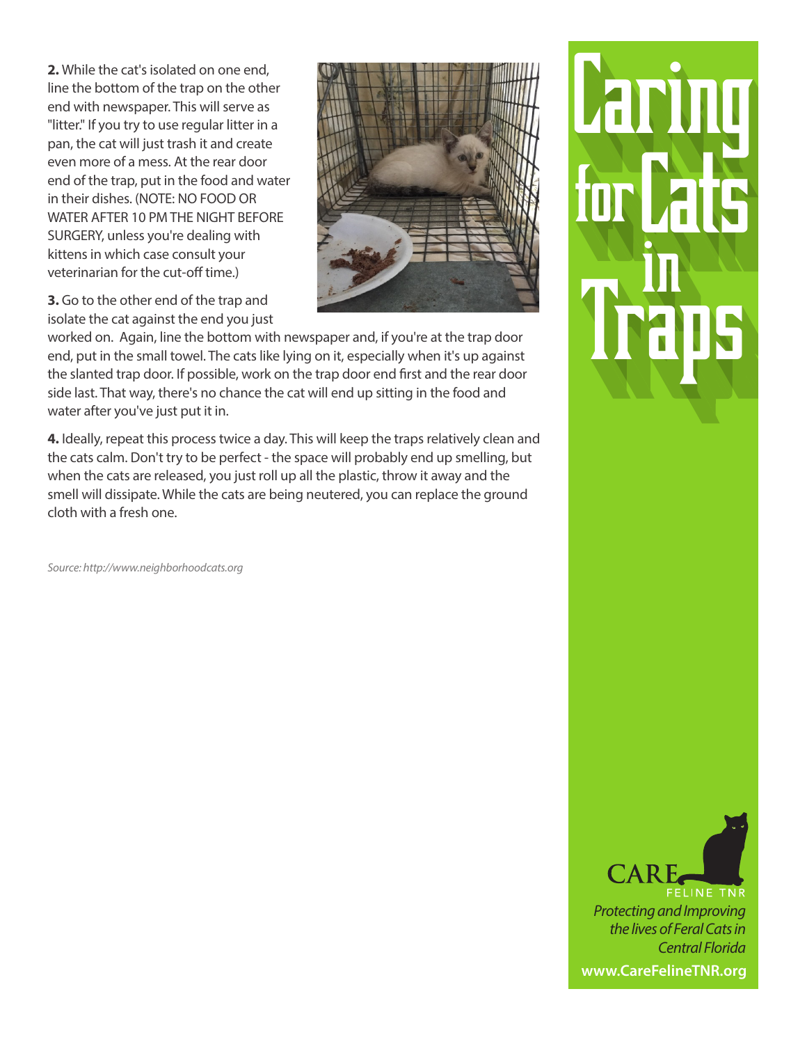**2.** While the cat's isolated on one end, line the bottom of the trap on the other end with newspaper. This will serve as "litter." If you try to use regular litter in a pan, the cat will just trash it and create even more of a mess. At the rear door end of the trap, put in the food and water in their dishes. (NOTE: NO FOOD OR WATER AFTER 10 PM THE NIGHT BEFORE SURGERY, unless you're dealing with kittens in which case consult your veterinarian for the cut-off time.)

**3.** Go to the other end of the trap and isolate the cat against the end you just worked on. Again, line the bottom with newspaper and, if you're at the trap door end, put in the small towel. The cats like lying on it, especially when it's up against the slanted trap door. If possible, work on the trap door end first and the rear door side last. That way, there's no chance the cat will end up sitting in the food and water after you've just put it in.

**4.** Ideally, repeat this process twice a day. This will keep the traps relatively clean and the cats calm. Don't try to be perfect - the space will probably end up smelling, but when the cats are released, you just roll up all the plastic, throw it away and the smell will dissipate. While the cats are being neutered, you can replace the ground cloth with a fresh one.

*Source: http://www.neighborhoodcats.org*

# Caring for Cats in Traps

CARE FELINE TNR

*Protecting and Improving the lives of Feral Cats in Central Florida*

**www.CareFelineTNR.org**